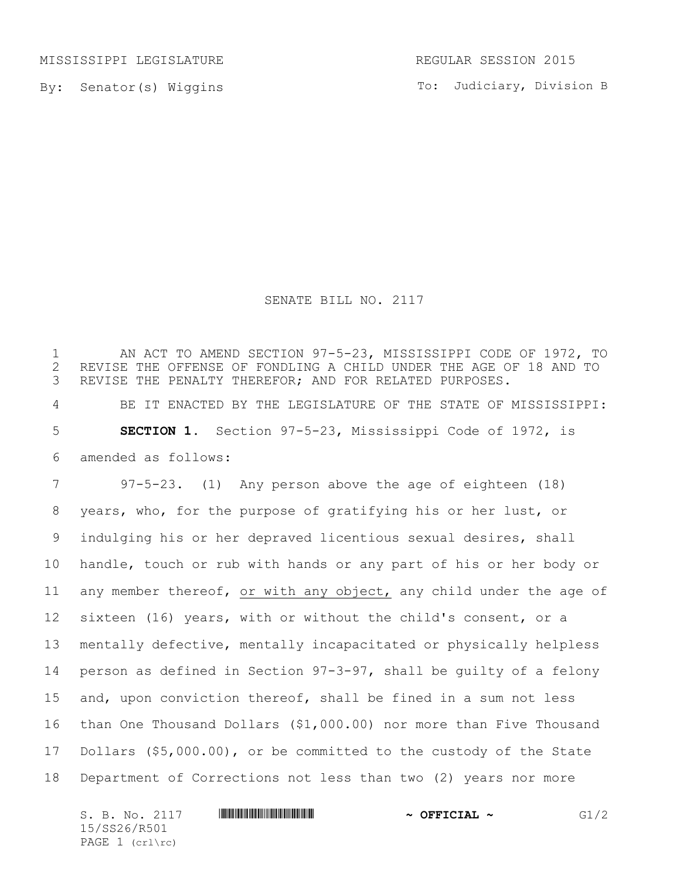MISSISSIPPI LEGISLATURE REGULAR SESSION 2015

By: Senator(s) Wiggins

To: Judiciary, Division B

# SENATE BILL NO. 2117

AN ACT TO AMEND SECTION 97-5-23, MISSISSIPPI CODE OF 1972, TO REVISE THE OFFENSE OF FONDLING A CHILD UNDER THE AGE OF 18 AND TO REVISE THE PENALTY THEREFOR; AND FOR RELATED PURPOSES.

BE IT ENACTED BY THE LEGISLATURE OF THE STATE OF MISSISSIPPI:

**SECTION 1.** Section 97-5-23, Mississippi Code of 1972, is amended as follows:

97-5-23. (1) Any person above the age of eighteen (18) years, who, for the purpose of gratifying his or her lust, or indulging his or her depraved licentious sexual desires, shall handle, touch or rub with hands or any part of his or her body or any member thereof, <u>or with any object,</u> any child under the age of sixteen (16) years, with or without the child's consent, or a mentally defective, mentally incapacitated or physically helpless person as defined in Section 97-3-97, shall be guilty of a felony and, upon conviction thereof, shall be fined in a sum not less than One Thousand Dollars ($1,000.00) nor more than Five Thousand Dollars ($5,000.00), or be committed to the custody of the State Department of Corrections not less than two (2) years nor more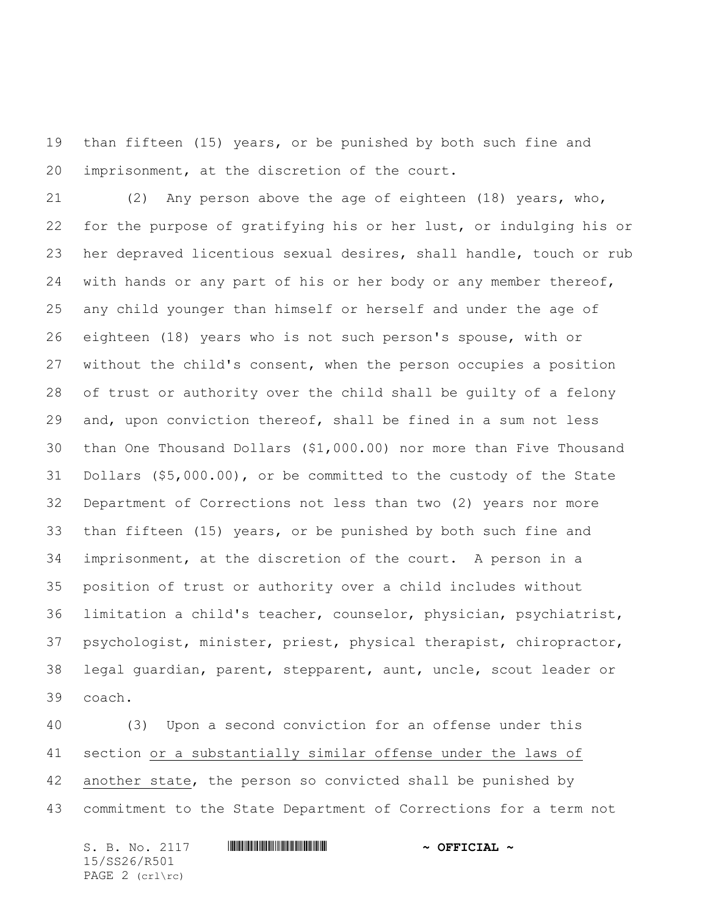than fifteen (15) years, or be punished by both such fine and imprisonment, at the discretion of the court.

(2) Any person above the age of eighteen (18) years, who, for the purpose of gratifying his or her lust, or indulging his or her depraved licentious sexual desires, shall handle, touch or rub with hands or any part of his or her body or any member thereof, any child younger than himself or herself and under the age of eighteen (18) years who is not such person's spouse, with or without the child's consent, when the person occupies a position of trust or authority over the child shall be guilty of a felony and, upon conviction thereof, shall be fined in a sum not less than One Thousand Dollars ($1,000.00) nor more than Five Thousand Dollars ($5,000.00), or be committed to the custody of the State Department of Corrections not less than two (2) years nor more than fifteen (15) years, or be punished by both such fine and imprisonment, at the discretion of the court. A person in a position of trust or authority over a child includes without limitation a child's teacher, counselor, physician, psychiatrist, psychologist, minister, priest, physical therapist, chiropractor, legal guardian, parent, stepparent, aunt, uncle, scout leader or coach.

(3) Upon a second conviction for an offense under this section <u>or a substantially similar offense under the laws of another state</u>, the person so convicted shall be punished by commitment to the State Department of Corrections for a term not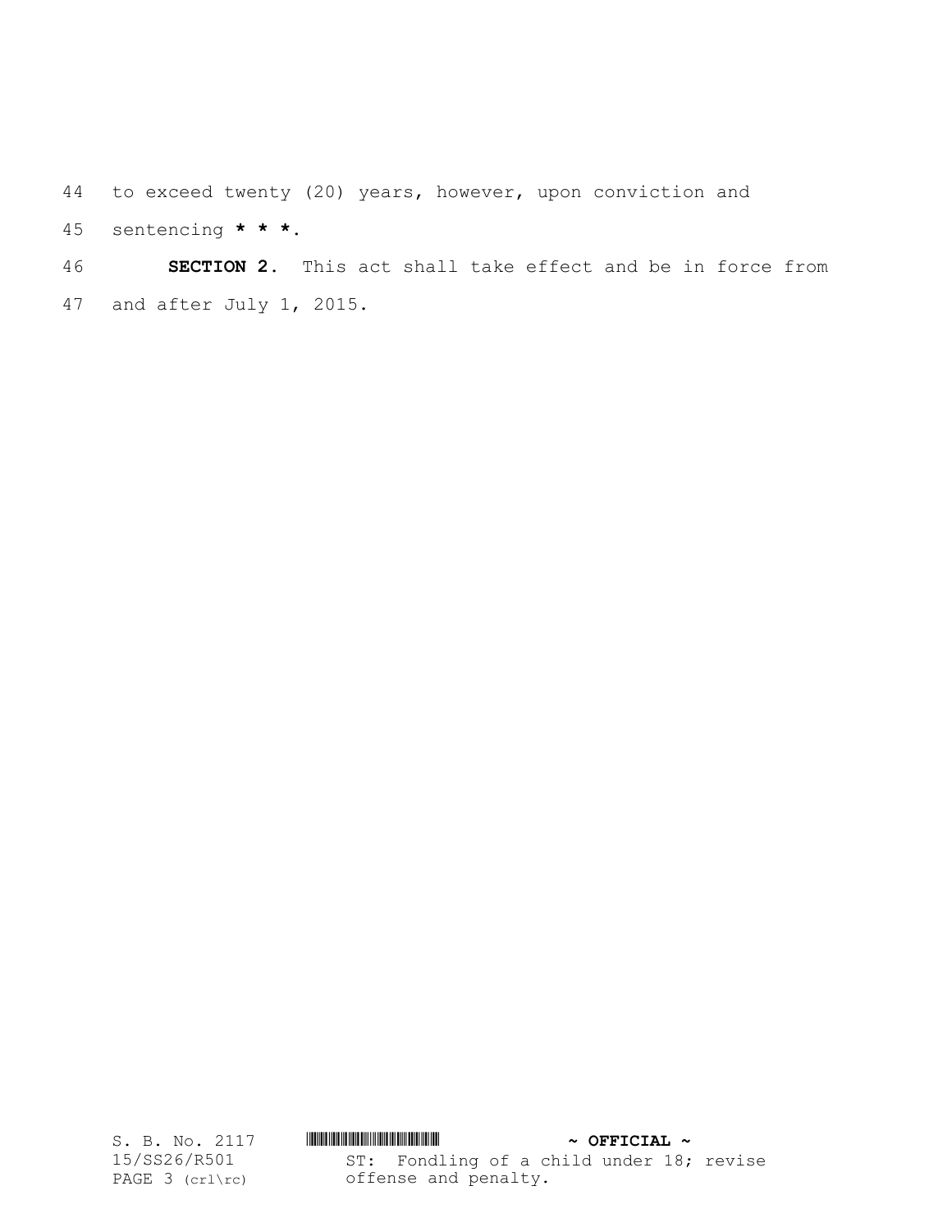44 to exceed twenty (20) years, however, upon conviction and

45 sentencing *** * ***.

46 **SECTION 2.** This act shall take effect and be in force from

47 and after July 1, 2015.